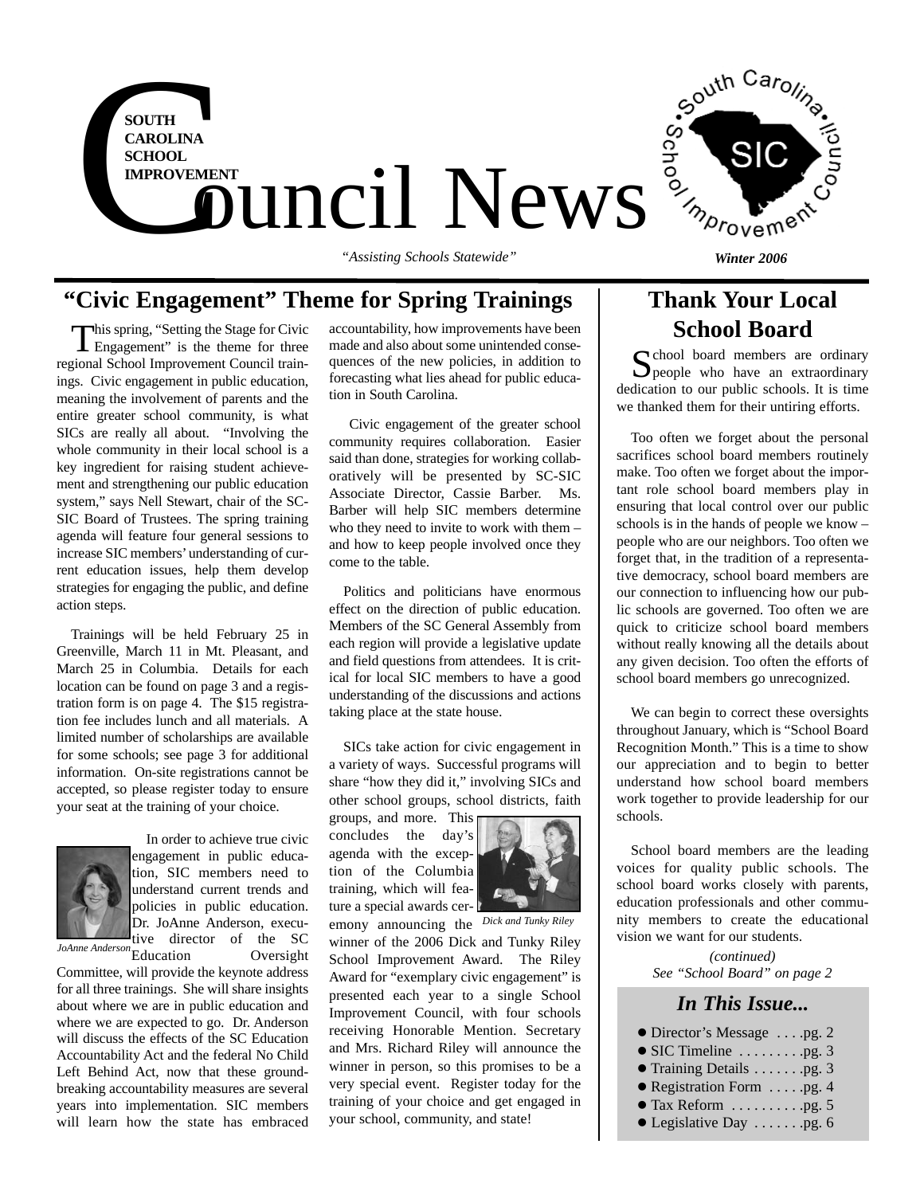# SOUTH CAROLINA SCHOOL IMPROVEMENT Council News

*"Assisting Schools Statewide"*

***Winter 2006***

## "Civic Engagement" Theme for Spring Trainings

This spring, "Setting the Stage for Civic Engagement" is the theme for three regional School Improvement Council trainings. Civic engagement in public education, meaning the involvement of parents and the entire greater school community, is what SICs are really all about. "Involving the whole community in their local school is a key ingredient for raising student achievement and strengthening our public education system," says Nell Stewart, chair of the SC-SIC Board of Trustees. The spring training agenda will feature four general sessions to increase SIC members' understanding of current education issues, help them develop strategies for engaging the public, and define action steps.

Trainings will be held February 25 in Greenville, March 11 in Mt. Pleasant, and March 25 in Columbia. Details for each location can be found on page 3 and a registration form is on page 4. The $15 registration fee includes lunch and all materials. A limited number of scholarships are available for some schools; see page 3 for additional information. On-site registrations cannot be accepted, so please register today to ensure your seat at the training of your choice.

*JoAnne Anderson*

In order to achieve true civic engagement in public education, SIC members need to understand current trends and policies in public education. Dr. JoAnne Anderson, executive director of the SC Education Oversight Committee, will provide the keynote address for all three trainings. She will share insights about where we are in public education and where we are expected to go. Dr. Anderson will discuss the effects of the SC Education Accountability Act and the federal No Child Left Behind Act, now that these groundbreaking accountability measures are several years into implementation. SIC members will learn how the state has embraced accountability, how improvements have been made and also about some unintended consequences of the new policies, in addition to forecasting what lies ahead for public education in South Carolina.

Civic engagement of the greater school community requires collaboration. Easier said than done, strategies for working collaboratively will be presented by SC-SIC Associate Director, Cassie Barber. Ms. Barber will help SIC members determine who they need to invite to work with them – and how to keep people involved once they come to the table.

Politics and politicians have enormous effect on the direction of public education. Members of the SC General Assembly from each region will provide a legislative update and field questions from attendees. It is critical for local SIC members to have a good understanding of the discussions and actions taking place at the state house.

SICs take action for civic engagement in a variety of ways. Successful programs will share "how they did it," involving SICs and other school groups, school districts, faith groups, and more. This concludes the day's agenda with the exception of the Columbia training, which will feature a special awards ceremony announcing the winner of the 2006 Dick and Tunky Riley School Improvement Award. The Riley Award for "exemplary civic engagement" is presented each year to a single School Improvement Council, with four schools receiving Honorable Mention. Secretary and Mrs. Richard Riley will announce the winner in person, so this promises to be a very special event. Register today for the training of your choice and get engaged in your school, community, and state!

*Dick and Tunky Riley*

## Thank Your Local School Board

School board members are ordinary people who have an extraordinary dedication to our public schools. It is time we thanked them for their untiring efforts.

Too often we forget about the personal sacrifices school board members routinely make. Too often we forget about the important role school board members play in ensuring that local control over our public schools is in the hands of people we know – people who are our neighbors. Too often we forget that, in the tradition of a representative democracy, school board members are our connection to influencing how our public schools are governed. Too often we are quick to criticize school board members without really knowing all the details about any given decision. Too often the efforts of school board members go unrecognized.

We can begin to correct these oversights throughout January, which is "School Board Recognition Month." This is a time to show our appreciation and to begin to better understand how school board members work together to provide leadership for our schools.

School board members are the leading voices for quality public schools. The school board works closely with parents, education professionals and other community members to create the educational vision we want for our students.

*(continued)*
*See "School Board" on page 2*

### *In This Issue...*

- Director's Message . . . .pg. 2
- SIC Timeline . . . . . . . . .pg. 3
- Training Details . . . . . . .pg. 3
- Registration Form . . . . .pg. 4
- Tax Reform . . . . . . . . . .pg. 5
- Legislative Day . . . . . . .pg. 6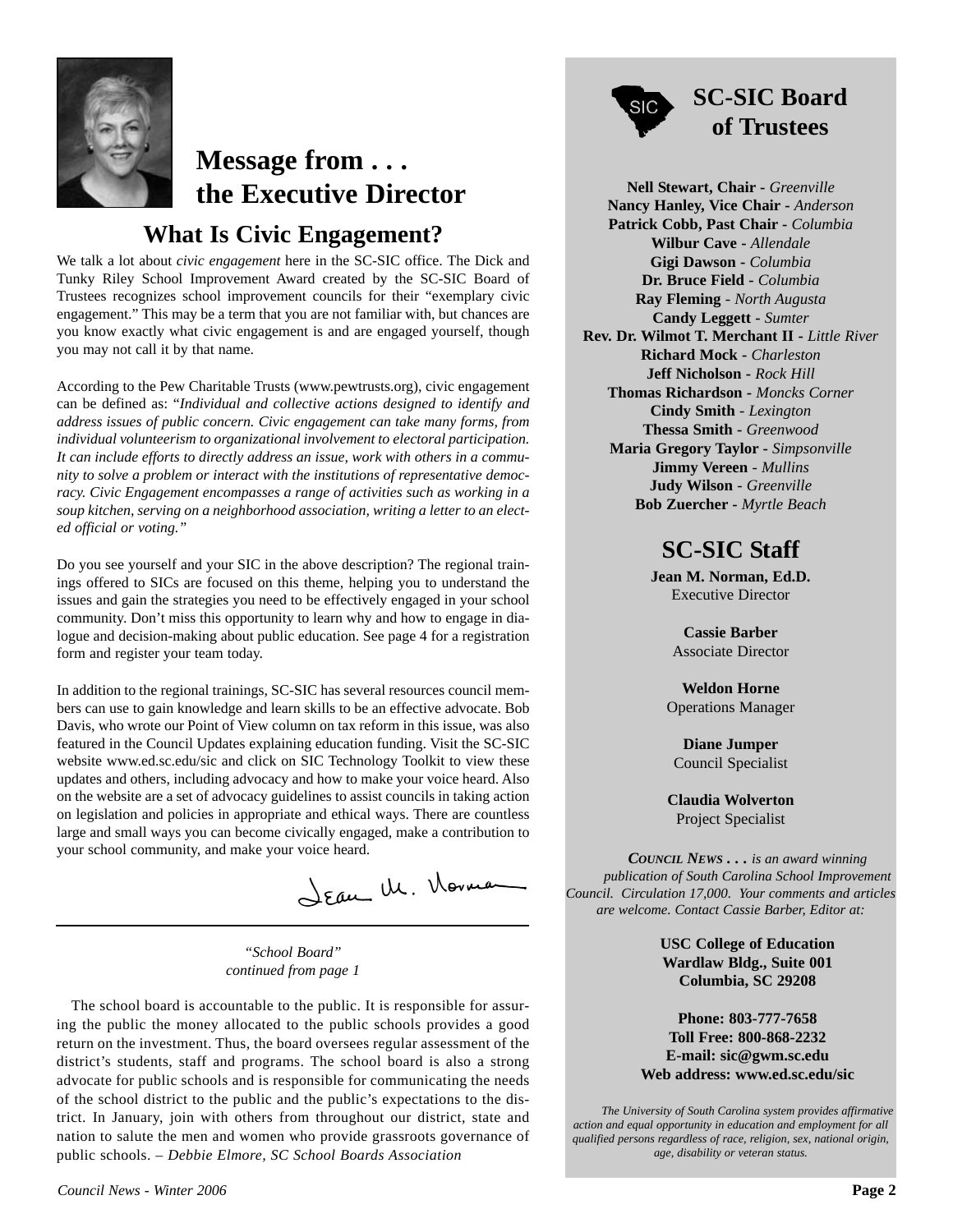# Message from . . . the Executive Director

## What Is Civic Engagement?

We talk a lot about *civic engagement* here in the SC-SIC office. The Dick and Tunky Riley School Improvement Award created by the SC-SIC Board of Trustees recognizes school improvement councils for their "exemplary civic engagement." This may be a term that you are not familiar with, but chances are you know exactly what civic engagement is and are engaged yourself, though you may not call it by that name.

According to the Pew Charitable Trusts (www.pewtrusts.org), civic engagement can be defined as: "*Individual and collective actions designed to identify and address issues of public concern. Civic engagement can take many forms, from individual volunteerism to organizational involvement to electoral participation. It can include efforts to directly address an issue, work with others in a community to solve a problem or interact with the institutions of representative democracy. Civic Engagement encompasses a range of activities such as working in a soup kitchen, serving on a neighborhood association, writing a letter to an elected official or voting.*"

Do you see yourself and your SIC in the above description? The regional trainings offered to SICs are focused on this theme, helping you to understand the issues and gain the strategies you need to be effectively engaged in your school community. Don't miss this opportunity to learn why and how to engage in dialogue and decision-making about public education. See page 4 for a registration form and register your team today.

In addition to the regional trainings, SC-SIC has several resources council members can use to gain knowledge and learn skills to be an effective advocate. Bob Davis, who wrote our Point of View column on tax reform in this issue, was also featured in the Council Updates explaining education funding. Visit the SC-SIC website www.ed.sc.edu/sic and click on SIC Technology Toolkit to view these updates and others, including advocacy and how to make your voice heard. Also on the website are a set of advocacy guidelines to assist councils in taking action on legislation and policies in appropriate and ethical ways. There are countless large and small ways you can become civically engaged, make a contribution to your school community, and make your voice heard.

Jean M. Norman

---

*"School Board" continued from page 1*

The school board is accountable to the public. It is responsible for assuring the public the money allocated to the public schools provides a good return on the investment. Thus, the board oversees regular assessment of the district's students, staff and programs. The school board is also a strong advocate for public schools and is responsible for communicating the needs of the school district to the public and the public's expectations to the district. In January, join with others from throughout our district, state and nation to salute the men and women who provide grassroots governance of public schools. – *Debbie Elmore, SC School Boards Association*

---

## SC-SIC Board of Trustees

**Nell Stewart, Chair** - *Greenville*
**Nancy Hanley, Vice Chair** - *Anderson*
**Patrick Cobb, Past Chair** - *Columbia*
**Wilbur Cave** - *Allendale*
**Gigi Dawson** - *Columbia*
**Dr. Bruce Field** - *Columbia*
**Ray Fleming** - *North Augusta*
**Candy Leggett** - *Sumter*
**Rev. Dr. Wilmot T. Merchant II** - *Little River*
**Richard Mock** - *Charleston*
**Jeff Nicholson** - *Rock Hill*
**Thomas Richardson** - *Moncks Corner*
**Cindy Smith** - *Lexington*
**Thessa Smith** - *Greenwood*
**Maria Gregory Taylor** - *Simpsonville*
**Jimmy Vereen** - *Mullins*
**Judy Wilson** - *Greenville*
**Bob Zuercher** - *Myrtle Beach*

## SC-SIC Staff

**Jean M. Norman, Ed.D.**
Executive Director

**Cassie Barber**
Associate Director

**Weldon Horne**
Operations Manager

**Diane Jumper**
Council Specialist

**Claudia Wolverton**
Project Specialist

***Council News . . .*** *is an award winning publication of South Carolina School Improvement Council. Circulation 17,000. Your comments and articles are welcome. Contact Cassie Barber, Editor at:*

**USC College of Education**
**Wardlaw Bldg., Suite 001**
**Columbia, SC 29208**

**Phone: 803-777-7658**
**Toll Free: 800-868-2232**
**E-mail: sic@gwm.sc.edu**
**Web address: www.ed.sc.edu/sic**

*The University of South Carolina system provides affirmative action and equal opportunity in education and employment for all qualified persons regardless of race, religion, sex, national origin, age, disability or veteran status.*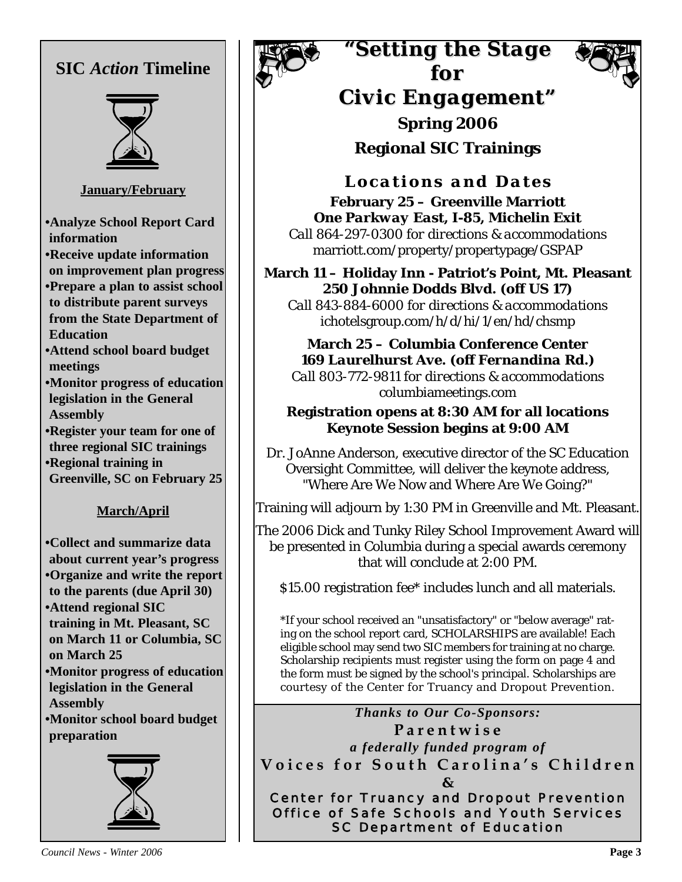## SIC *Action* Timeline

**January/February**

- **Analyze School Report Card information**
- **Receive update information on improvement plan progress**
- **Prepare a plan to assist school to distribute parent surveys from the State Department of Education**
- **Attend school board budget meetings**
- **Monitor progress of education legislation in the General Assembly**
- **Register your team for one of three regional SIC trainings**
- **Regional training in Greenville, SC on February 25**

**March/April**

- **Collect and summarize data about current year's progress**
- **Organize and write the report to the parents (due April 30)**
- **Attend regional SIC training in Mt. Pleasant, SC on March 11 or Columbia, SC on March 25**
- **Monitor progress of education legislation in the General Assembly**
- **Monitor school board budget preparation**

# *"Setting the Stage for Civic Engagement"*

## *Spring 2006*

## *Regional SIC Trainings*

### Locations and Dates

**February 25 – Greenville Marriott**
***One Parkway East, I-85, Michelin Exit***
*Call 864-297-0300 for directions & accommodations*
marriott.com/property/propertypage/GSPAP

**March 11 – Holiday Inn - Patriot's Point, Mt. Pleasant**
**250 Johnnie Dodds Blvd. (off US 17)**
*Call 843-884-6000 for directions & accommodations*
ichotelsgroup.com/h/d/hi/1/en/hd/chsmp

**March 25 – Columbia Conference Center**
***169 Laurelhurst Ave. (off Fernandina Rd.)***
*Call 803-772-9811 for directions & accommodations*
columbiameetings.com

**Registration opens at 8:30 AM for all locations**
**Keynote Session begins at 9:00 AM**

Dr. JoAnne Anderson, executive director of the SC Education Oversight Committee, will deliver the keynote address, "Where Are We Now and Where Are We Going?"

Training will adjourn by 1:30 PM in Greenville and Mt. Pleasant.

The 2006 Dick and Tunky Riley School Improvement Award will be presented in Columbia during a special awards ceremony that will conclude at 2:00 PM.

$15.00 registration fee* includes lunch and all materials.

*If your school received an "unsatisfactory" or "below average" rating on the school report card, SCHOLARSHIPS are available! Each eligible school may send two SIC members for training at no charge. Scholarship recipients must register using the form on page 4 and the form must be signed by the school's principal. Scholarships are courtesy of the Center for Truancy and Dropout Prevention.

***Thanks to Our Co-Sponsors:***

**Parentwise**
***a federally funded program of***
**Voices for South Carolina's Children**
**&**
Center for Truancy and Dropout Prevention
Office of Safe Schools and Youth Services
SC Department of Education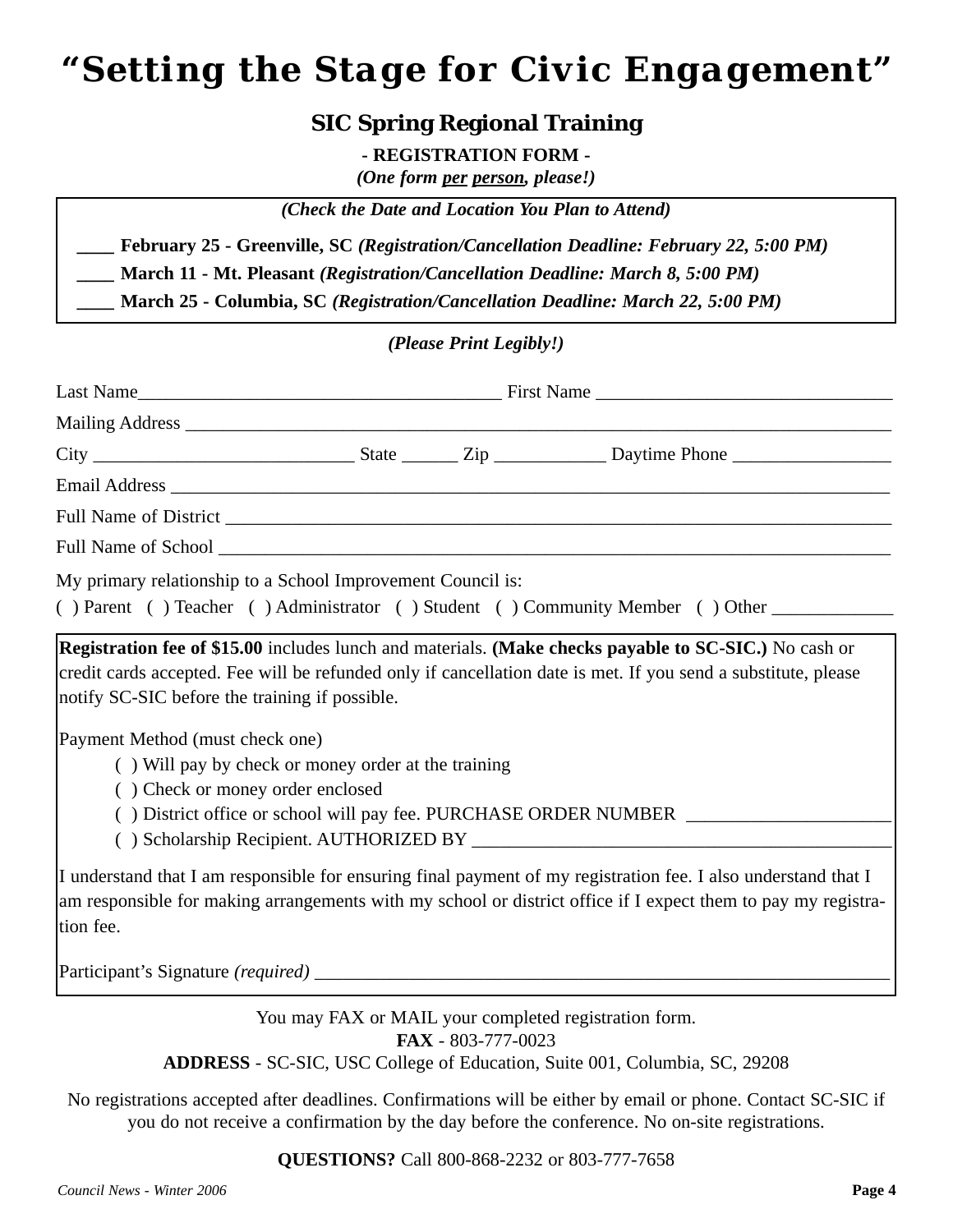# "Setting the Stage for Civic Engagement"

## SIC Spring Regional Training

**- REGISTRATION FORM -**

***(One form per person, please!)***

***(Check the Date and Location You Plan to Attend)***

____ **February 25 - Greenville, SC** ***(Registration/Cancellation Deadline: February 22, 5:00 PM)***

____ **March 11 - Mt. Pleasant** ***(Registration/Cancellation Deadline: March 8, 5:00 PM)***

____ **March 25 - Columbia, SC** ***(Registration/Cancellation Deadline: March 22, 5:00 PM)***

***(Please Print Legibly!)***

Last Name_______________________________________ First Name ________________________________

Mailing Address ___________________________________________________________________________

City ____________________________ State ______ Zip ____________ Daytime Phone _________________

Email Address _____________________________________________________________________________

Full Name of District _______________________________________________________________________

Full Name of School ________________________________________________________________________

My primary relationship to a School Improvement Council is:
( ) Parent ( ) Teacher ( ) Administrator ( ) Student ( ) Community Member ( ) Other _____________

**Registration fee of $15.00** includes lunch and materials. **(Make checks payable to SC-SIC.)** No cash or credit cards accepted. Fee will be refunded only if cancellation date is met. If you send a substitute, please notify SC-SIC before the training if possible.

Payment Method (must check one)

( ) Will pay by check or money order at the training
( ) Check or money order enclosed
( ) District office or school will pay fee. PURCHASE ORDER NUMBER ______________________
( ) Scholarship Recipient. AUTHORIZED BY ______________________________________________

I understand that I am responsible for ensuring final payment of my registration fee. I also understand that I am responsible for making arrangements with my school or district office if I expect them to pay my registration fee.

Participant's Signature *(required)* ________________________________________________________________

You may FAX or MAIL your completed registration form.
**FAX** - 803-777-0023
**ADDRESS** - SC-SIC, USC College of Education, Suite 001, Columbia, SC, 29208

No registrations accepted after deadlines. Confirmations will be either by email or phone. Contact SC-SIC if you do not receive a confirmation by the day before the conference. No on-site registrations.

**QUESTIONS?** Call 800-868-2232 or 803-777-7658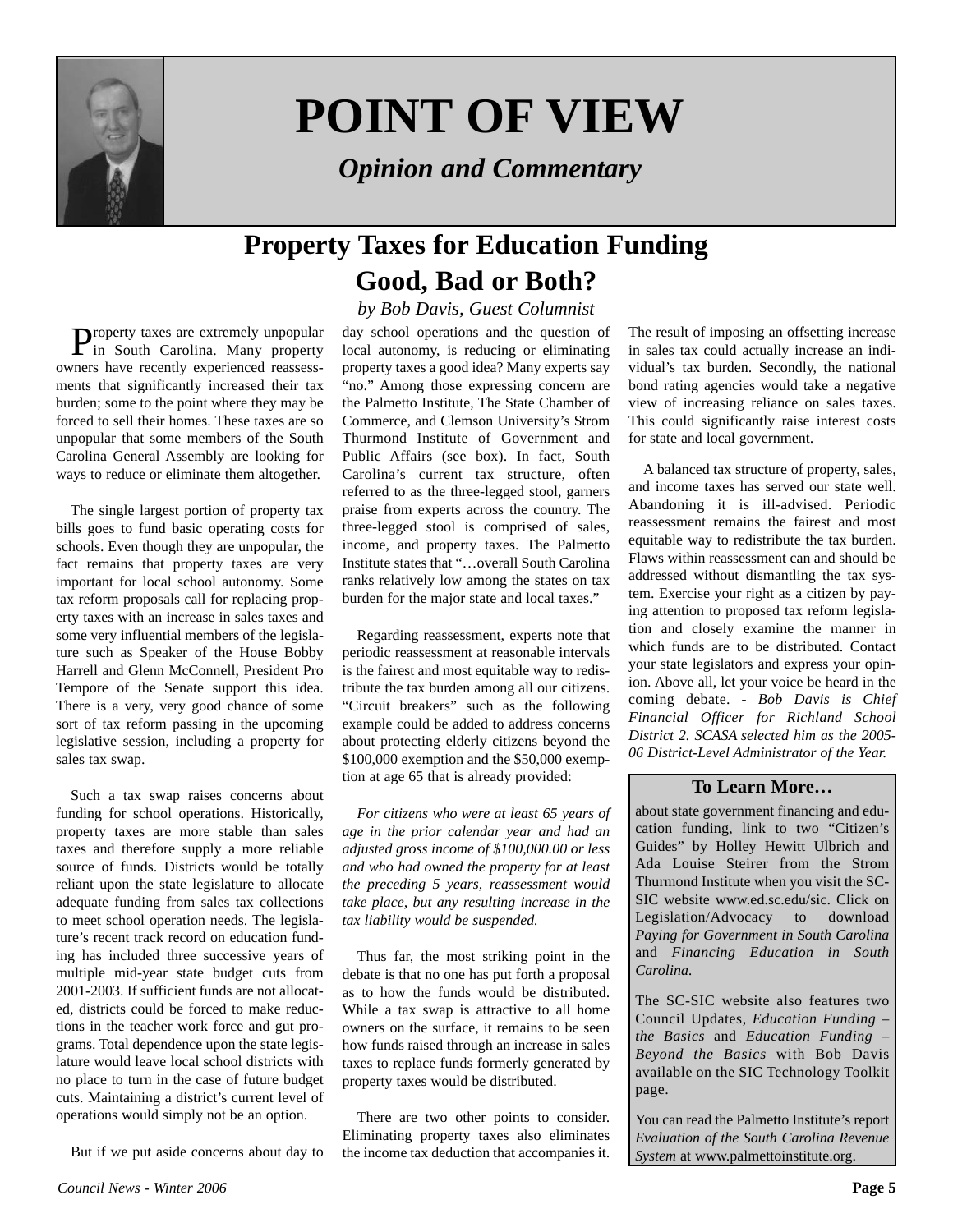# POINT OF VIEW

*Opinion and Commentary*

## Property Taxes for Education Funding Good, Bad or Both?

*by Bob Davis, Guest Columnist*

Property taxes are extremely unpopular in South Carolina. Many property owners have recently experienced reassessments that significantly increased their tax burden; some to the point where they may be forced to sell their homes. These taxes are so unpopular that some members of the South Carolina General Assembly are looking for ways to reduce or eliminate them altogether.

The single largest portion of property tax bills goes to fund basic operating costs for schools. Even though they are unpopular, the fact remains that property taxes are very important for local school autonomy. Some tax reform proposals call for replacing property taxes with an increase in sales taxes and some very influential members of the legislature such as Speaker of the House Bobby Harrell and Glenn McConnell, President Pro Tempore of the Senate support this idea. There is a very, very good chance of some sort of tax reform passing in the upcoming legislative session, including a property for sales tax swap.

Such a tax swap raises concerns about funding for school operations. Historically, property taxes are more stable than sales taxes and therefore supply a more reliable source of funds. Districts would be totally reliant upon the state legislature to allocate adequate funding from sales tax collections to meet school operation needs. The legislature's recent track record on education funding has included three successive years of multiple mid-year state budget cuts from 2001-2003. If sufficient funds are not allocated, districts could be forced to make reductions in the teacher work force and gut programs. Total dependence upon the state legislature would leave local school districts with no place to turn in the case of future budget cuts. Maintaining a district's current level of operations would simply not be an option.

But if we put aside concerns about day to day school operations and the question of local autonomy, is reducing or eliminating property taxes a good idea? Many experts say "no." Among those expressing concern are the Palmetto Institute, The State Chamber of Commerce, and Clemson University's Strom Thurmond Institute of Government and Public Affairs (see box). In fact, South Carolina's current tax structure, often referred to as the three-legged stool, garners praise from experts across the country. The three-legged stool is comprised of sales, income, and property taxes. The Palmetto Institute states that "…overall South Carolina ranks relatively low among the states on tax burden for the major state and local taxes."

Regarding reassessment, experts note that periodic reassessment at reasonable intervals is the fairest and most equitable way to redistribute the tax burden among all our citizens. "Circuit breakers" such as the following example could be added to address concerns about protecting elderly citizens beyond the \$100,000 exemption and the \$50,000 exemption at age 65 that is already provided:

*For citizens who were at least 65 years of age in the prior calendar year and had an adjusted gross income of \$100,000.00 or less and who had owned the property for at least the preceding 5 years, reassessment would take place, but any resulting increase in the tax liability would be suspended.*

Thus far, the most striking point in the debate is that no one has put forth a proposal as to how the funds would be distributed. While a tax swap is attractive to all home owners on the surface, it remains to be seen how funds raised through an increase in sales taxes to replace funds formerly generated by property taxes would be distributed.

There are two other points to consider. Eliminating property taxes also eliminates the income tax deduction that accompanies it. The result of imposing an offsetting increase in sales tax could actually increase an individual's tax burden. Secondly, the national bond rating agencies would take a negative view of increasing reliance on sales taxes. This could significantly raise interest costs for state and local government.

A balanced tax structure of property, sales, and income taxes has served our state well. Abandoning it is ill-advised. Periodic reassessment remains the fairest and most equitable way to redistribute the tax burden. Flaws within reassessment can and should be addressed without dismantling the tax system. Exercise your right as a citizen by paying attention to proposed tax reform legislation and closely examine the manner in which funds are to be distributed. Contact your state legislators and express your opinion. Above all, let your voice be heard in the coming debate. - *Bob Davis is Chief Financial Officer for Richland School District 2. SCASA selected him as the 2005-06 District-Level Administrator of the Year.*

### To Learn More…

about state government financing and education funding, link to two "Citizen's Guides" by Holley Hewitt Ulbrich and Ada Louise Steirer from the Strom Thurmond Institute when you visit the SC-SIC website www.ed.sc.edu/sic. Click on Legislation/Advocacy to download *Paying for Government in South Carolina* and *Financing Education in South Carolina.*

The SC-SIC website also features two Council Updates, *Education Funding – the Basics* and *Education Funding – Beyond the Basics* with Bob Davis available on the SIC Technology Toolkit page.

You can read the Palmetto Institute's report *Evaluation of the South Carolina Revenue System* at www.palmettoinstitute.org.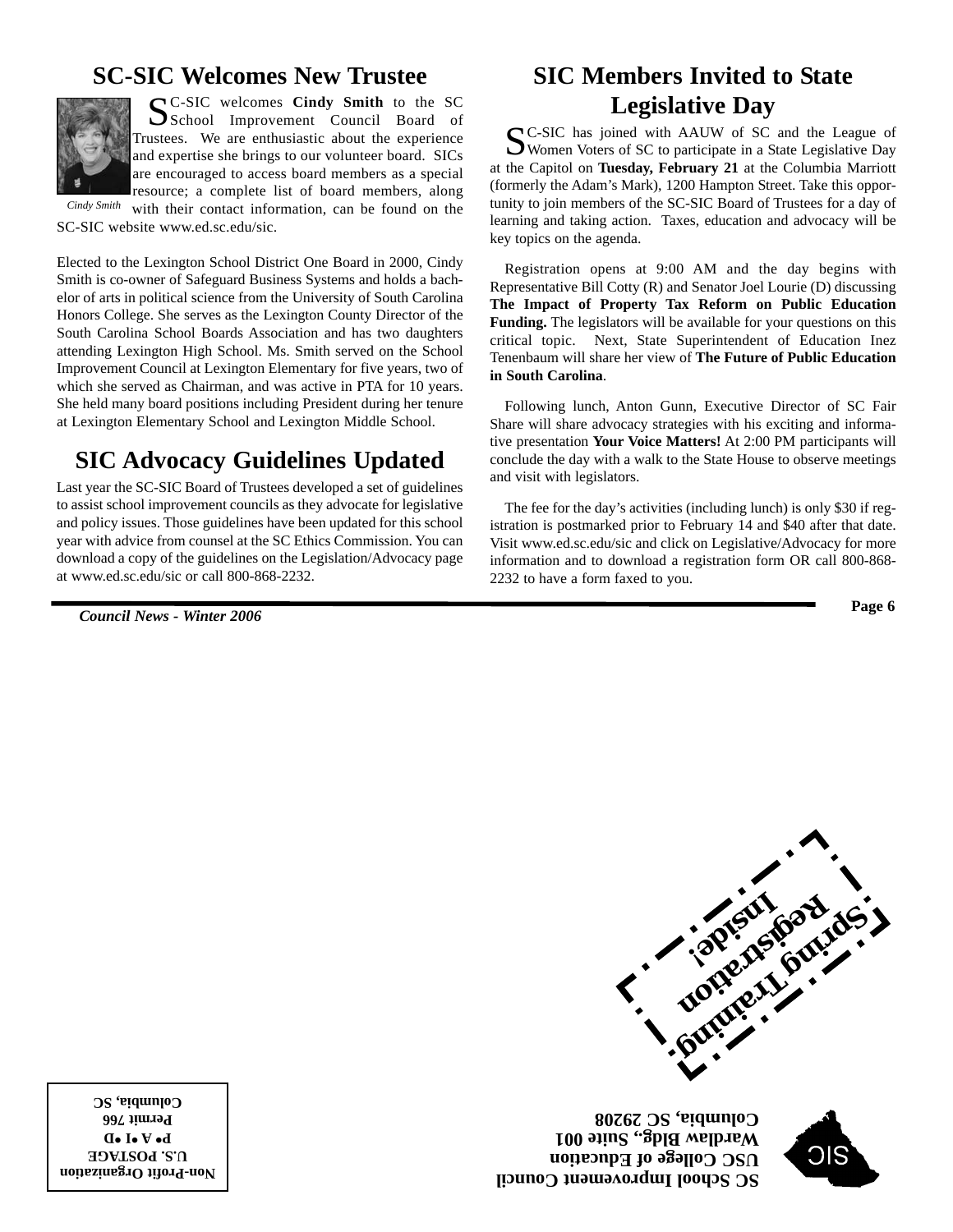## SC-SIC Welcomes New Trustee

SC-SIC welcomes **Cindy Smith** to the SC School Improvement Council Board of Trustees. We are enthusiastic about the experience and expertise she brings to our volunteer board. SICs are encouraged to access board members as a special resource; a complete list of board members, along with their contact information, can be found on the SC-SIC website www.ed.sc.edu/sic.

*Cindy Smith*

Elected to the Lexington School District One Board in 2000, Cindy Smith is co-owner of Safeguard Business Systems and holds a bachelor of arts in political science from the University of South Carolina Honors College. She serves as the Lexington County Director of the South Carolina School Boards Association and has two daughters attending Lexington High School. Ms. Smith served on the School Improvement Council at Lexington Elementary for five years, two of which she served as Chairman, and was active in PTA for 10 years. She held many board positions including President during her tenure at Lexington Elementary School and Lexington Middle School.

## SIC Advocacy Guidelines Updated

Last year the SC-SIC Board of Trustees developed a set of guidelines to assist school improvement councils as they advocate for legislative and policy issues. Those guidelines have been updated for this school year with advice from counsel at the SC Ethics Commission. You can download a copy of the guidelines on the Legislation/Advocacy page at www.ed.sc.edu/sic or call 800-868-2232.

## SIC Members Invited to State Legislative Day

SC-SIC has joined with AAUW of SC and the League of Women Voters of SC to participate in a State Legislative Day at the Capitol on **Tuesday, February 21** at the Columbia Marriott (formerly the Adam's Mark), 1200 Hampton Street. Take this opportunity to join members of the SC-SIC Board of Trustees for a day of learning and taking action. Taxes, education and advocacy will be key topics on the agenda.

Registration opens at 9:00 AM and the day begins with Representative Bill Cotty (R) and Senator Joel Lourie (D) discussing **The Impact of Property Tax Reform on Public Education Funding.** The legislators will be available for your questions on this critical topic. Next, State Superintendent of Education Inez Tenenbaum will share her view of **The Future of Public Education in South Carolina**.

Following lunch, Anton Gunn, Executive Director of SC Fair Share will share advocacy strategies with his exciting and informative presentation **Your Voice Matters!** At 2:00 PM participants will conclude the day with a walk to the State House to observe meetings and visit with legislators.

The fee for the day's activities (including lunch) is only $30 if registration is postmarked prior to February 14 and $40 after that date. Visit www.ed.sc.edu/sic and click on Legislative/Advocacy for more information and to download a registration form OR call 800-868-2232 to have a form faxed to you.

*Council News - Winter 2006*

**Spring Training Registration Inside!**

**SC School Improvement Council**
**USC College of Education**
**Wardlaw Bldg., Suite 001**
**Columbia, SC 29208**

**Non-Profit Organization**
**U.S. POSTAGE**
**P • A • I • D**
**Permit 766**
**Columbia, SC**